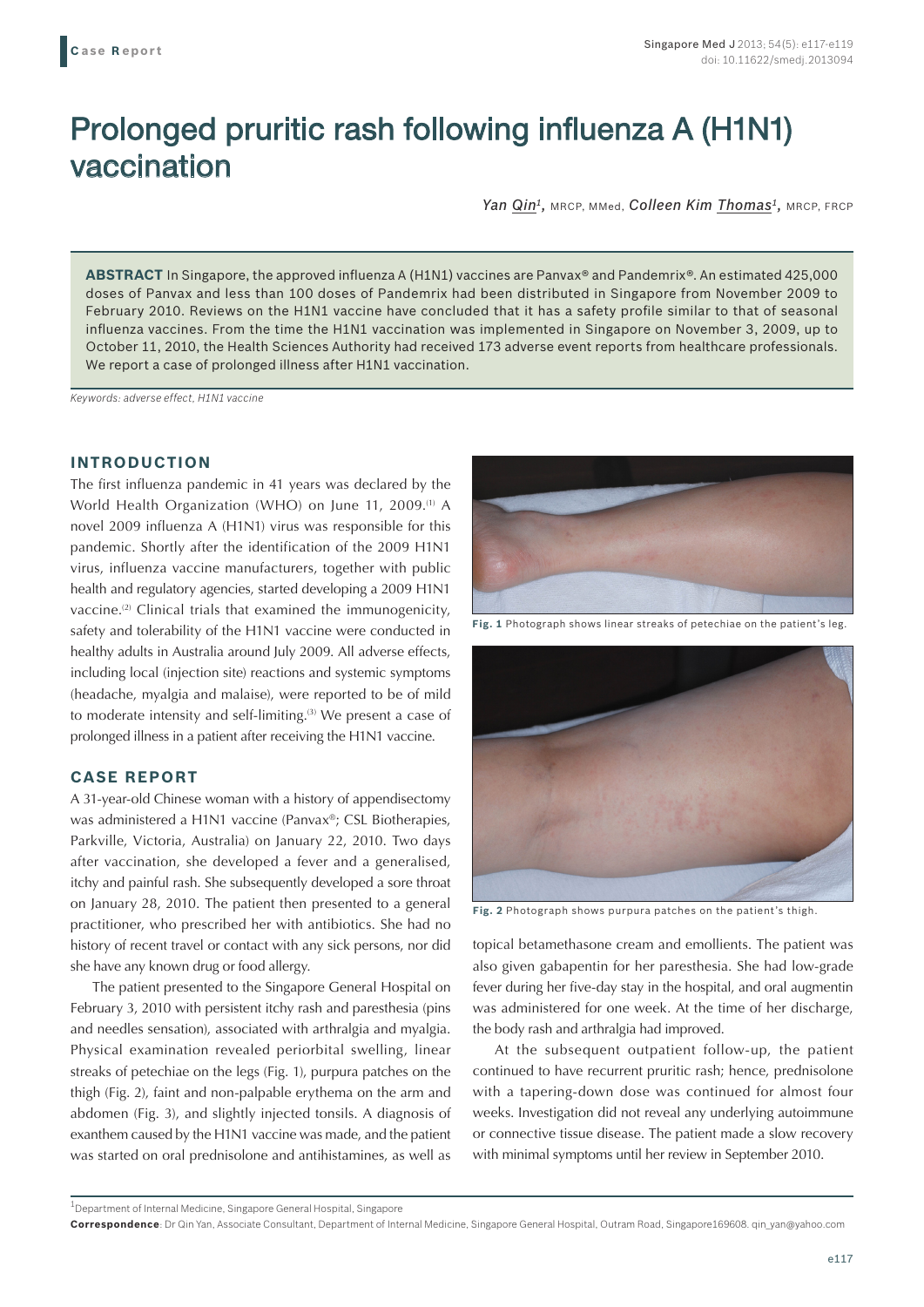Case Report

# Prolonged pruritic rash following influenza A (H1N1) vaccination

*Yan Qin[1]*, MRCP, MMed, *Colleen Kim Thomas[1]*, MRCP, FRCP

**ABSTRACT** In Singapore, the approved influenza A (H1N1) vaccines are Panvax® and Pandemrix®. An estimated 425,000 doses of Panvax and less than 100 doses of Pandemrix had been distributed in Singapore from November 2009 to February 2010. Reviews on the H1N1 vaccine have concluded that it has a safety profile similar to that of seasonal influenza vaccines. From the time the H1N1 vaccination was implemented in Singapore on November 3, 2009, up to October 11, 2010, the Health Sciences Authority had received 173 adverse event reports from healthcare professionals. We report a case of prolonged illness after H1N1 vaccination.

*Keywords: adverse effect, H1N1 vaccine*

## INTRODUCTION

The first influenza pandemic in 41 years was declared by the World Health Organization (WHO) on June 11, 2009.[1] A novel 2009 influenza A (H1N1) virus was responsible for this pandemic. Shortly after the identification of the 2009 H1N1 virus, influenza vaccine manufacturers, together with public health and regulatory agencies, started developing a 2009 H1N1 vaccine.[2] Clinical trials that examined the immunogenicity, safety and tolerability of the H1N1 vaccine were conducted in healthy adults in Australia around July 2009. All adverse effects, including local (injection site) reactions and systemic symptoms (headache, myalgia and malaise), were reported to be of mild to moderate intensity and self-limiting.[3] We present a case of prolonged illness in a patient after receiving the H1N1 vaccine.

## CASE REPORT

A 31-year-old Chinese woman with a history of appendisectomy was administered a H1N1 vaccine (Panvax®; CSL Biotherapies, Parkville, Victoria, Australia) on January 22, 2010. Two days after vaccination, she developed a fever and a generalised, itchy and painful rash. She subsequently developed a sore throat on January 28, 2010. The patient then presented to a general practitioner, who prescribed her with antibiotics. She had no history of recent travel or contact with any sick persons, nor did she have any known drug or food allergy.

The patient presented to the Singapore General Hospital on February 3, 2010 with persistent itchy rash and paresthesia (pins and needles sensation), associated with arthralgia and myalgia. Physical examination revealed periorbital swelling, linear streaks of petechiae on the legs (Fig. 1), purpura patches on the thigh (Fig. 2), faint and non-palpable erythema on the arm and abdomen (Fig. 3), and slightly injected tonsils. A diagnosis of exanthem caused by the H1N1 vaccine was made, and the patient was started on oral prednisolone and antihistamines, as well as topical betamethasone cream and emollients. The patient was also given gabapentin for her paresthesia. She had low-grade fever during her five-day stay in the hospital, and oral augmentin was administered for one week. At the time of her discharge, the body rash and arthralgia had improved.

**Fig. 1** Photograph shows linear streaks of petechiae on the patient's leg.

**Fig. 2** Photograph shows purpura patches on the patient's thigh.

At the subsequent outpatient follow-up, the patient continued to have recurrent pruritic rash; hence, prednisolone with a tapering-down dose was continued for almost four weeks. Investigation did not reveal any underlying autoimmune or connective tissue disease. The patient made a slow recovery with minimal symptoms until her review in September 2010.

[1]Department of Internal Medicine, Singapore General Hospital, Singapore

**Correspondence**: Dr Qin Yan, Associate Consultant, Department of Internal Medicine, Singapore General Hospital, Outram Road, Singapore169608. qin_yan@yahoo.com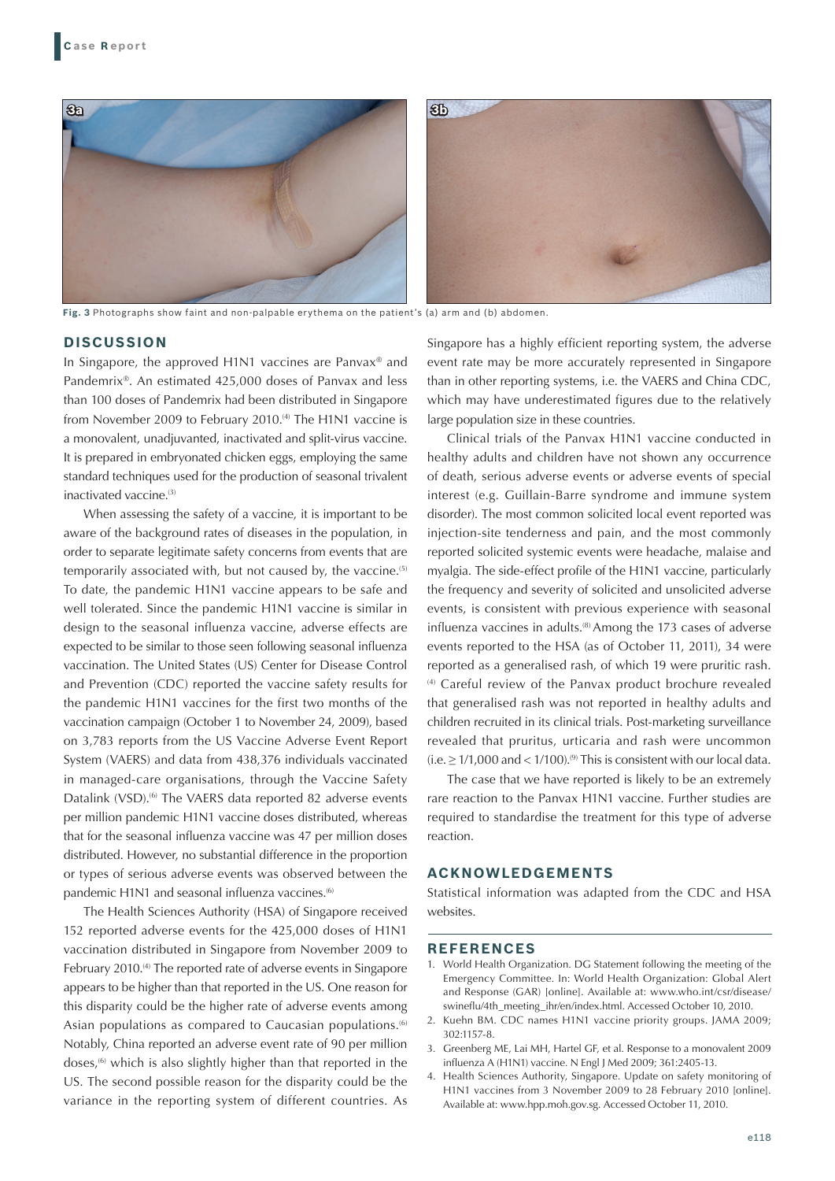**Fig. 3** Photographs show faint and non-palpable erythema on the patient's (a) arm and (b) abdomen.

## DISCUSSION

In Singapore, the approved H1N1 vaccines are Panvax® and Pandemrix®. An estimated 425,000 doses of Panvax and less than 100 doses of Pandemrix had been distributed in Singapore from November 2009 to February 2010.[4] The H1N1 vaccine is a monovalent, unadjuvanted, inactivated and split-virus vaccine. It is prepared in embryonated chicken eggs, employing the same standard techniques used for the production of seasonal trivalent inactivated vaccine.[3]

When assessing the safety of a vaccine, it is important to be aware of the background rates of diseases in the population, in order to separate legitimate safety concerns from events that are temporarily associated with, but not caused by, the vaccine.[5] To date, the pandemic H1N1 vaccine appears to be safe and well tolerated. Since the pandemic H1N1 vaccine is similar in design to the seasonal influenza vaccine, adverse effects are expected to be similar to those seen following seasonal influenza vaccination. The United States (US) Center for Disease Control and Prevention (CDC) reported the vaccine safety results for the pandemic H1N1 vaccines for the first two months of the vaccination campaign (October 1 to November 24, 2009), based on 3,783 reports from the US Vaccine Adverse Event Report System (VAERS) and data from 438,376 individuals vaccinated in managed-care organisations, through the Vaccine Safety Datalink (VSD).[6] The VAERS data reported 82 adverse events per million pandemic H1N1 vaccine doses distributed, whereas that for the seasonal influenza vaccine was 47 per million doses distributed. However, no substantial difference in the proportion or types of serious adverse events was observed between the pandemic H1N1 and seasonal influenza vaccines.[6]

The Health Sciences Authority (HSA) of Singapore received 152 reported adverse events for the 425,000 doses of H1N1 vaccination distributed in Singapore from November 2009 to February 2010.[4] The reported rate of adverse events in Singapore appears to be higher than that reported in the US. One reason for this disparity could be the higher rate of adverse events among Asian populations as compared to Caucasian populations.[6] Notably, China reported an adverse event rate of 90 per million doses,[6] which is also slightly higher than that reported in the US. The second possible reason for the disparity could be the variance in the reporting system of different countries. As Singapore has a highly efficient reporting system, the adverse event rate may be more accurately represented in Singapore than in other reporting systems, i.e. the VAERS and China CDC, which may have underestimated figures due to the relatively large population size in these countries.

Clinical trials of the Panvax H1N1 vaccine conducted in healthy adults and children have not shown any occurrence of death, serious adverse events or adverse events of special interest (e.g. Guillain-Barre syndrome and immune system disorder). The most common solicited local event reported was injection-site tenderness and pain, and the most commonly reported solicited systemic events were headache, malaise and myalgia. The side-effect profile of the H1N1 vaccine, particularly the frequency and severity of solicited and unsolicited adverse events, is consistent with previous experience with seasonal influenza vaccines in adults.[8] Among the 173 cases of adverse events reported to the HSA (as of October 11, 2011), 34 were reported as a generalised rash, of which 19 were pruritic rash.[4] Careful review of the Panvax product brochure revealed that generalised rash was not reported in healthy adults and children recruited in its clinical trials. Post-marketing surveillance revealed that pruritus, urticaria and rash were uncommon (i.e. $\geq 1/1{,}000$ and $< 1/100$).[9] This is consistent with our local data.

The case that we have reported is likely to be an extremely rare reaction to the Panvax H1N1 vaccine. Further studies are required to standardise the treatment for this type of adverse reaction.

## ACKNOWLEDGEMENTS

Statistical information was adapted from the CDC and HSA websites.

## REFERENCES

1. World Health Organization. DG Statement following the meeting of the Emergency Committee. In: World Health Organization: Global Alert and Response (GAR) [online]. Available at: www.who.int/csr/disease/swineflu/4th_meeting_ihr/en/index.html. Accessed October 10, 2010.
2. Kuehn BM. CDC names H1N1 vaccine priority groups. JAMA 2009; 302:1157-8.
3. Greenberg ME, Lai MH, Hartel GF, et al. Response to a monovalent 2009 influenza A (H1N1) vaccine. N Engl J Med 2009; 361:2405-13.
4. Health Sciences Authority, Singapore. Update on safety monitoring of H1N1 vaccines from 3 November 2009 to 28 February 2010 [online]. Available at: www.hpp.moh.gov.sg. Accessed October 11, 2010.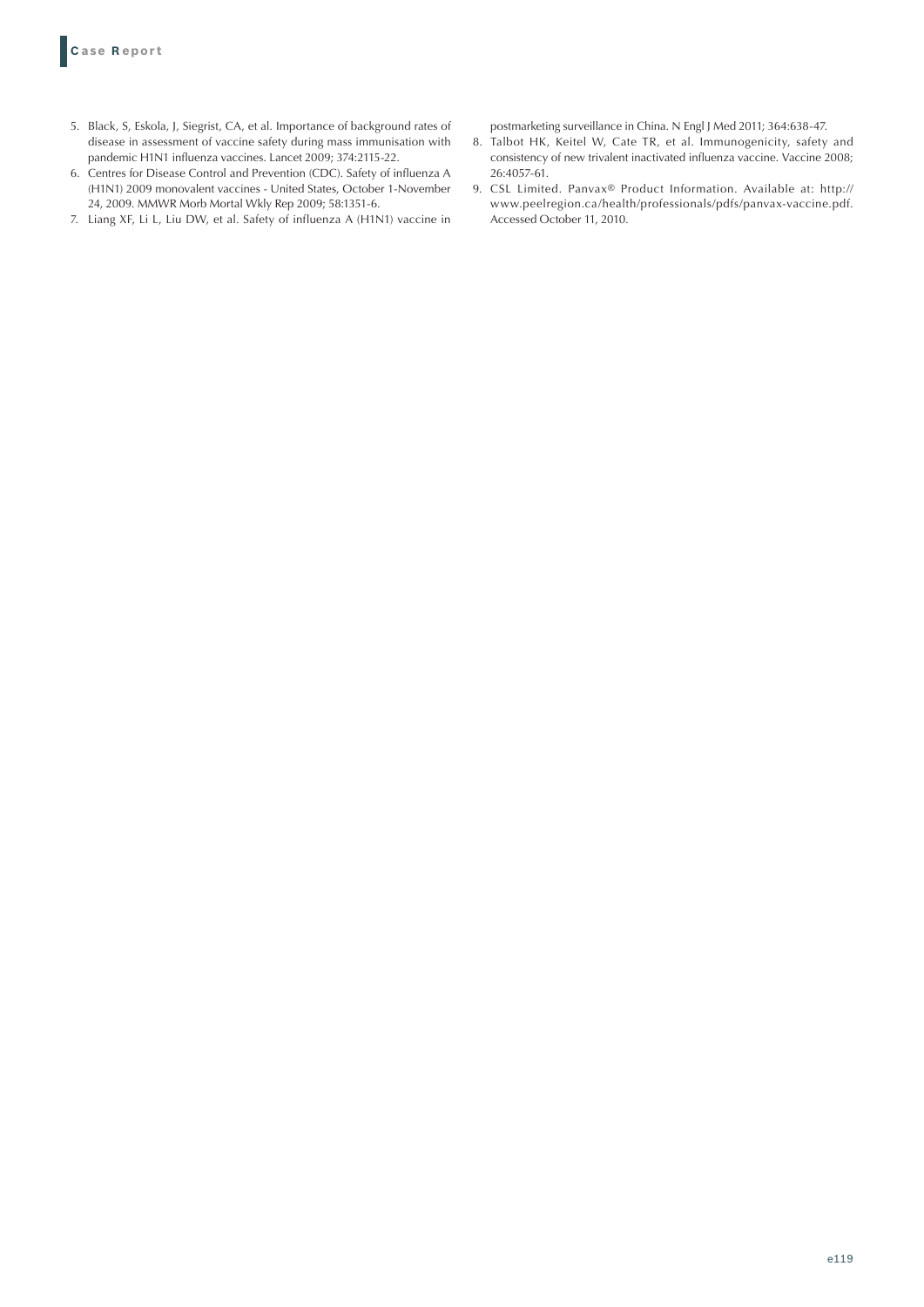5. Black, S, Eskola, J, Siegrist, CA, et al. Importance of background rates of disease in assessment of vaccine safety during mass immunisation with pandemic H1N1 influenza vaccines. Lancet 2009; 374:2115-22.
6. Centres for Disease Control and Prevention (CDC). Safety of influenza A (H1N1) 2009 monovalent vaccines - United States, October 1-November 24, 2009. MMWR Morb Mortal Wkly Rep 2009; 58:1351-6.
7. Liang XF, Li L, Liu DW, et al. Safety of influenza A (H1N1) vaccine in postmarketing surveillance in China. N Engl J Med 2011; 364:638-47.
8. Talbot HK, Keitel W, Cate TR, et al. Immunogenicity, safety and consistency of new trivalent inactivated influenza vaccine. Vaccine 2008; 26:4057-61.
9. CSL Limited. Panvax® Product Information. Available at: http://www.peelregion.ca/health/professionals/pdfs/panvax-vaccine.pdf. Accessed October 11, 2010.